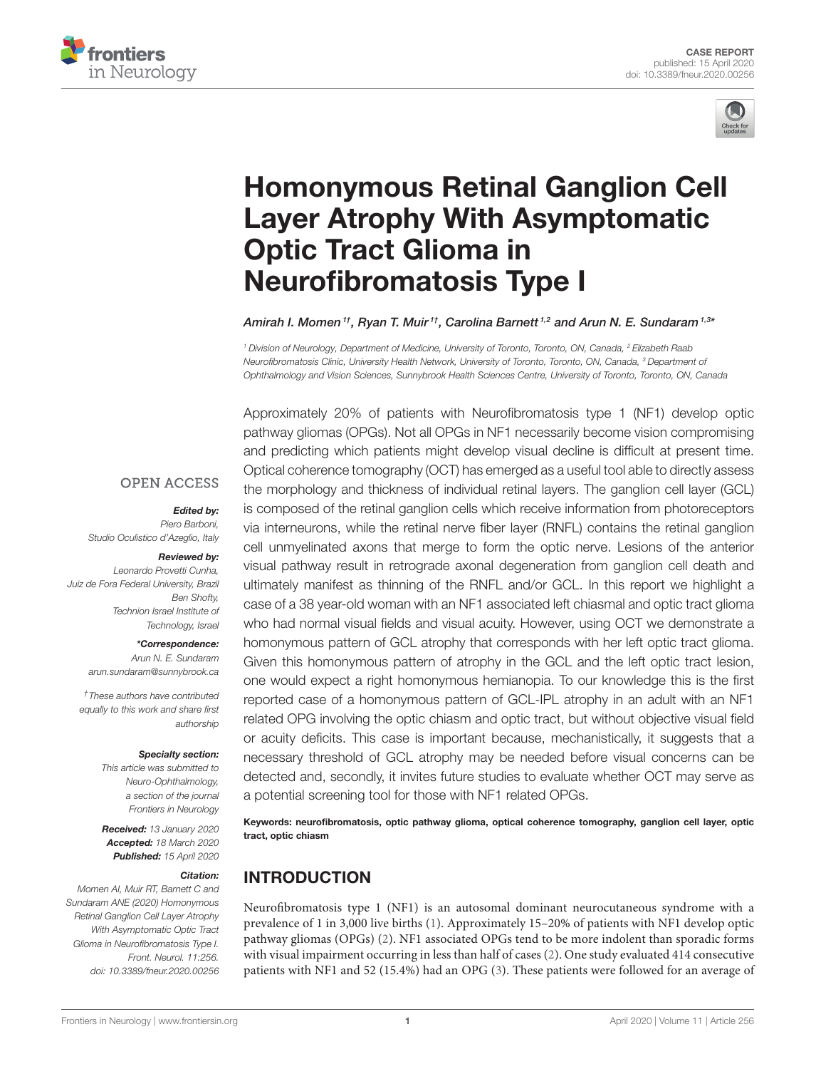CASE REPORT
published: 15 April 2020
doi: 10.3389/fneur.2020.00256

# Homonymous Retinal Ganglion Cell Layer Atrophy With Asymptomatic Optic Tract Glioma in Neurofibromatosis Type I

*Amirah I. Momen[1†], Ryan T. Muir[1†], Carolina Barnett[1,2] and Arun N. E. Sundaram[1,3]\**

[1] Division of Neurology, Department of Medicine, University of Toronto, Toronto, ON, Canada, [2] Elizabeth Raab Neurofibromatosis Clinic, University Health Network, University of Toronto, Toronto, ON, Canada, [3] Department of Ophthalmology and Vision Sciences, Sunnybrook Health Sciences Centre, University of Toronto, Toronto, ON, Canada

OPEN ACCESS

***Edited by:***
*Piero Barboni,*
*Studio Oculistico d'Azeglio, Italy*

***Reviewed by:***
*Leonardo Provetti Cunha,*
*Juiz de Fora Federal University, Brazil*
*Ben Shofty,*
*Technion Israel Institute of Technology, Israel*

***\*Correspondence:***
*Arun N. E. Sundaram*
*arun.sundaram@sunnybrook.ca*

*†These authors have contributed equally to this work and share first authorship*

***Specialty section:***
*This article was submitted to Neuro-Ophthalmology, a section of the journal Frontiers in Neurology*

***Received:*** *13 January 2020*
***Accepted:*** *18 March 2020*
***Published:*** *15 April 2020*

***Citation:***
*Momen AI, Muir RT, Barnett C and Sundaram ANE (2020) Homonymous Retinal Ganglion Cell Layer Atrophy With Asymptomatic Optic Tract Glioma in Neurofibromatosis Type I. Front. Neurol. 11:256. doi: 10.3389/fneur.2020.00256*

Approximately 20% of patients with Neurofibromatosis type 1 (NF1) develop optic pathway gliomas (OPGs). Not all OPGs in NF1 necessarily become vision compromising and predicting which patients might develop visual decline is difficult at present time. Optical coherence tomography (OCT) has emerged as a useful tool able to directly assess the morphology and thickness of individual retinal layers. The ganglion cell layer (GCL) is composed of the retinal ganglion cells which receive information from photoreceptors via interneurons, while the retinal nerve fiber layer (RNFL) contains the retinal ganglion cell unmyelinated axons that merge to form the optic nerve. Lesions of the anterior visual pathway result in retrograde axonal degeneration from ganglion cell death and ultimately manifest as thinning of the RNFL and/or GCL. In this report we highlight a case of a 38 year-old woman with an NF1 associated left chiasmal and optic tract glioma who had normal visual fields and visual acuity. However, using OCT we demonstrate a homonymous pattern of GCL atrophy that corresponds with her left optic tract glioma. Given this homonymous pattern of atrophy in the GCL and the left optic tract lesion, one would expect a right homonymous hemianopia. To our knowledge this is the first reported case of a homonymous pattern of GCL-IPL atrophy in an adult with an NF1 related OPG involving the optic chiasm and optic tract, but without objective visual field or acuity deficits. This case is important because, mechanistically, it suggests that a necessary threshold of GCL atrophy may be needed before visual concerns can be detected and, secondly, it invites future studies to evaluate whether OCT may serve as a potential screening tool for those with NF1 related OPGs.

**Keywords: neurofibromatosis, optic pathway glioma, optical coherence tomography, ganglion cell layer, optic tract, optic chiasm**

## INTRODUCTION

Neurofibromatosis type 1 (NF1) is an autosomal dominant neurocutaneous syndrome with a prevalence of 1 in 3,000 live births (1). Approximately 15–20% of patients with NF1 develop optic pathway gliomas (OPGs) (2). NF1 associated OPGs tend to be more indolent than sporadic forms with visual impairment occurring in less than half of cases (2). One study evaluated 414 consecutive patients with NF1 and 52 (15.4%) had an OPG (3). These patients were followed for an average of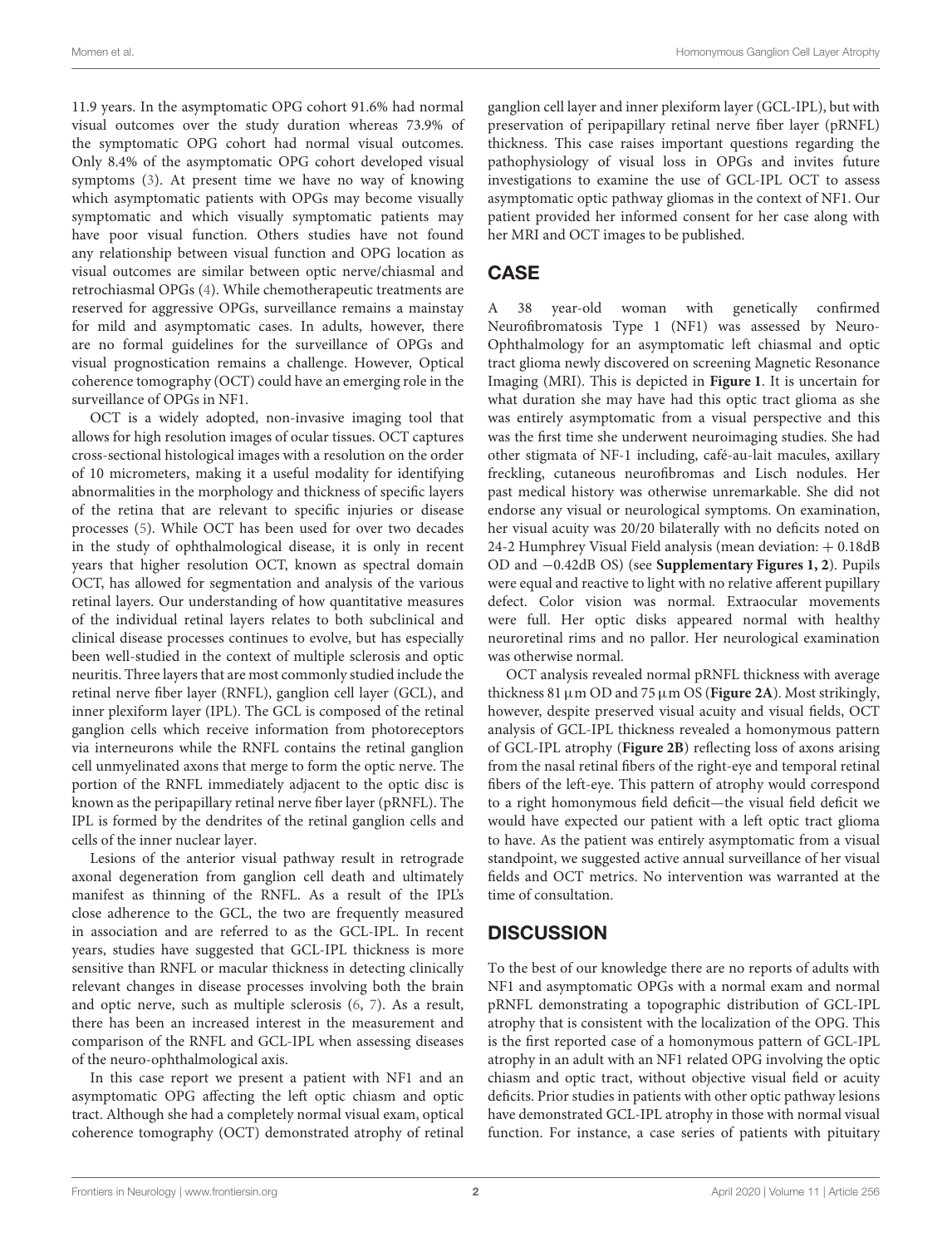11.9 years. In the asymptomatic OPG cohort 91.6% had normal visual outcomes over the study duration whereas 73.9% of the symptomatic OPG cohort had normal visual outcomes. Only 8.4% of the asymptomatic OPG cohort developed visual symptoms (3). At present time we have no way of knowing which asymptomatic patients with OPGs may become visually symptomatic and which visually symptomatic patients may have poor visual function. Others studies have not found any relationship between visual function and OPG location as visual outcomes are similar between optic nerve/chiasmal and retrochiasmal OPGs (4). While chemotherapeutic treatments are reserved for aggressive OPGs, surveillance remains a mainstay for mild and asymptomatic cases. In adults, however, there are no formal guidelines for the surveillance of OPGs and visual prognostication remains a challenge. However, Optical coherence tomography (OCT) could have an emerging role in the surveillance of OPGs in NF1.

OCT is a widely adopted, non-invasive imaging tool that allows for high resolution images of ocular tissues. OCT captures cross-sectional histological images with a resolution on the order of 10 micrometers, making it a useful modality for identifying abnormalities in the morphology and thickness of specific layers of the retina that are relevant to specific injuries or disease processes (5). While OCT has been used for over two decades in the study of ophthalmological disease, it is only in recent years that higher resolution OCT, known as spectral domain OCT, has allowed for segmentation and analysis of the various retinal layers. Our understanding of how quantitative measures of the individual retinal layers relates to both subclinical and clinical disease processes continues to evolve, but has especially been well-studied in the context of multiple sclerosis and optic neuritis. Three layers that are most commonly studied include the retinal nerve fiber layer (RNFL), ganglion cell layer (GCL), and inner plexiform layer (IPL). The GCL is composed of the retinal ganglion cells which receive information from photoreceptors via interneurons while the RNFL contains the retinal ganglion cell unmyelinated axons that merge to form the optic nerve. The portion of the RNFL immediately adjacent to the optic disc is known as the peripapillary retinal nerve fiber layer (pRNFL). The IPL is formed by the dendrites of the retinal ganglion cells and cells of the inner nuclear layer.

Lesions of the anterior visual pathway result in retrograde axonal degeneration from ganglion cell death and ultimately manifest as thinning of the RNFL. As a result of the IPL's close adherence to the GCL, the two are frequently measured in association and are referred to as the GCL-IPL. In recent years, studies have suggested that GCL-IPL thickness is more sensitive than RNFL or macular thickness in detecting clinically relevant changes in disease processes involving both the brain and optic nerve, such as multiple sclerosis (6, 7). As a result, there has been an increased interest in the measurement and comparison of the RNFL and GCL-IPL when assessing diseases of the neuro-ophthalmological axis.

In this case report we present a patient with NF1 and an asymptomatic OPG affecting the left optic chiasm and optic tract. Although she had a completely normal visual exam, optical coherence tomography (OCT) demonstrated atrophy of retinal ganglion cell layer and inner plexiform layer (GCL-IPL), but with preservation of peripapillary retinal nerve fiber layer (pRNFL) thickness. This case raises important questions regarding the pathophysiology of visual loss in OPGs and invites future investigations to examine the use of GCL-IPL OCT to assess asymptomatic optic pathway gliomas in the context of NF1. Our patient provided her informed consent for her case along with her MRI and OCT images to be published.

## CASE

A 38 year-old woman with genetically confirmed Neurofibromatosis Type 1 (NF1) was assessed by Neuro-Ophthalmology for an asymptomatic left chiasmal and optic tract glioma newly discovered on screening Magnetic Resonance Imaging (MRI). This is depicted in **Figure 1**. It is uncertain for what duration she may have had this optic tract glioma as she was entirely asymptomatic from a visual perspective and this was the first time she underwent neuroimaging studies. She had other stigmata of NF-1 including, café-au-lait macules, axillary freckling, cutaneous neurofibromas and Lisch nodules. Her past medical history was otherwise unremarkable. She did not endorse any visual or neurological symptoms. On examination, her visual acuity was 20/20 bilaterally with no deficits noted on 24-2 Humphrey Visual Field analysis (mean deviation: + 0.18dB OD and −0.42dB OS) (see **Supplementary Figures 1, 2**). Pupils were equal and reactive to light with no relative afferent pupillary defect. Color vision was normal. Extraocular movements were full. Her optic disks appeared normal with healthy neuroretinal rims and no pallor. Her neurological examination was otherwise normal.

OCT analysis revealed normal pRNFL thickness with average thickness 81 μm OD and 75 μm OS (**Figure 2A**). Most strikingly, however, despite preserved visual acuity and visual fields, OCT analysis of GCL-IPL thickness revealed a homonymous pattern of GCL-IPL atrophy (**Figure 2B**) reflecting loss of axons arising from the nasal retinal fibers of the right-eye and temporal retinal fibers of the left-eye. This pattern of atrophy would correspond to a right homonymous field deficit—the visual field deficit we would have expected our patient with a left optic tract glioma to have. As the patient was entirely asymptomatic from a visual standpoint, we suggested active annual surveillance of her visual fields and OCT metrics. No intervention was warranted at the time of consultation.

## DISCUSSION

To the best of our knowledge there are no reports of adults with NF1 and asymptomatic OPGs with a normal exam and normal pRNFL demonstrating a topographic distribution of GCL-IPL atrophy that is consistent with the localization of the OPG. This is the first reported case of a homonymous pattern of GCL-IPL atrophy in an adult with an NF1 related OPG involving the optic chiasm and optic tract, without objective visual field or acuity deficits. Prior studies in patients with other optic pathway lesions have demonstrated GCL-IPL atrophy in those with normal visual function. For instance, a case series of patients with pituitary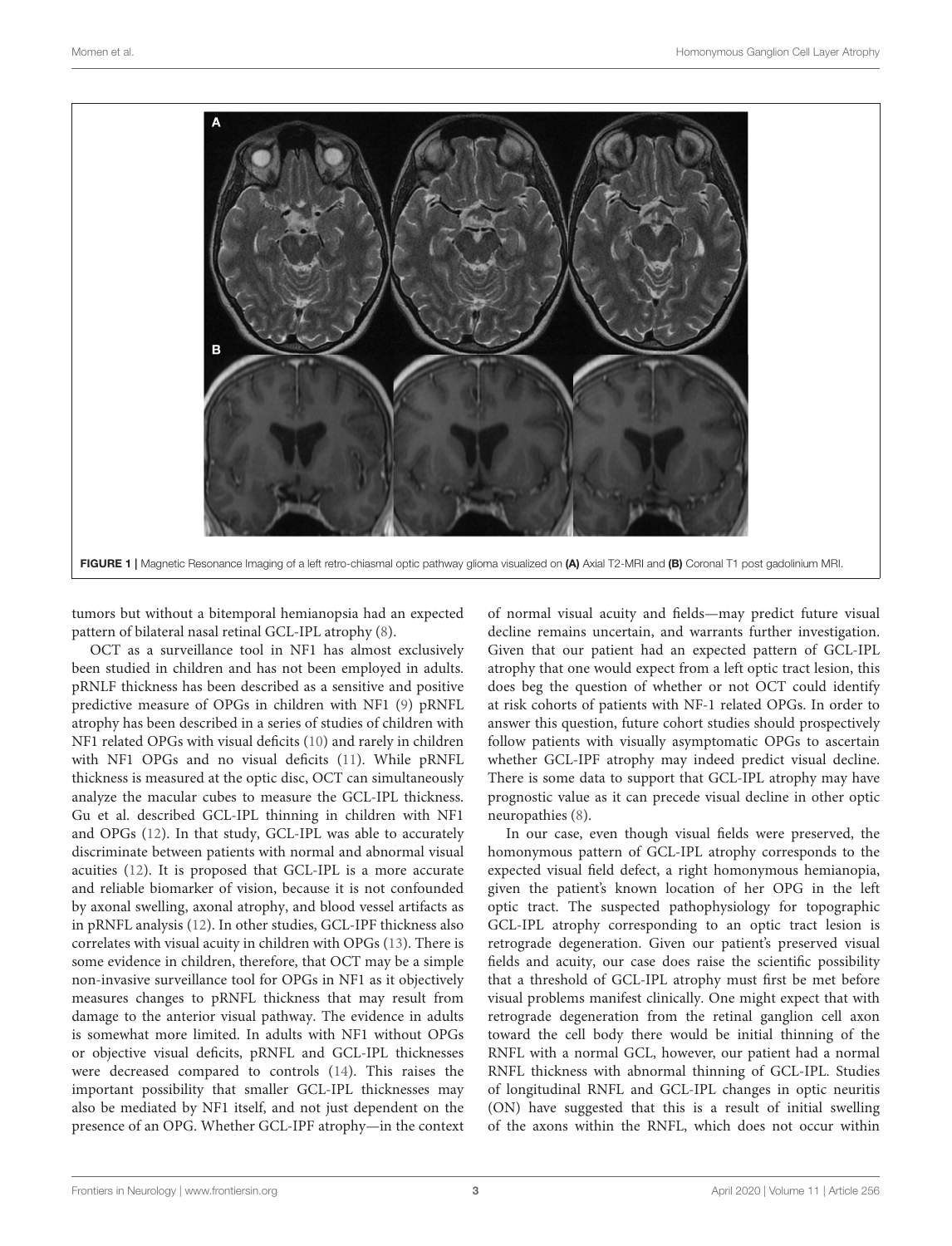FIGURE 1 | Magnetic Resonance Imaging of a left retro-chiasmal optic pathway glioma visualized on **(A)** Axial T2-MRI and **(B)** Coronal T1 post gadolinium MRI.

tumors but without a bitemporal hemianopsia had an expected pattern of bilateral nasal retinal GCL-IPL atrophy (8).

OCT as a surveillance tool in NF1 has almost exclusively been studied in children and has not been employed in adults. pRNLF thickness has been described as a sensitive and positive predictive measure of OPGs in children with NF1 (9) pRNFL atrophy has been described in a series of studies of children with NF1 related OPGs with visual deficits (10) and rarely in children with NF1 OPGs and no visual deficits (11). While pRNFL thickness is measured at the optic disc, OCT can simultaneously analyze the macular cubes to measure the GCL-IPL thickness. Gu et al. described GCL-IPL thinning in children with NF1 and OPGs (12). In that study, GCL-IPL was able to accurately discriminate between patients with normal and abnormal visual acuities (12). It is proposed that GCL-IPL is a more accurate and reliable biomarker of vision, because it is not confounded by axonal swelling, axonal atrophy, and blood vessel artifacts as in pRNFL analysis (12). In other studies, GCL-IPF thickness also correlates with visual acuity in children with OPGs (13). There is some evidence in children, therefore, that OCT may be a simple non-invasive surveillance tool for OPGs in NF1 as it objectively measures changes to pRNFL thickness that may result from damage to the anterior visual pathway. The evidence in adults is somewhat more limited. In adults with NF1 without OPGs or objective visual deficits, pRNFL and GCL-IPL thicknesses were decreased compared to controls (14). This raises the important possibility that smaller GCL-IPL thicknesses may also be mediated by NF1 itself, and not just dependent on the presence of an OPG. Whether GCL-IPF atrophy—in the context of normal visual acuity and fields—may predict future visual decline remains uncertain, and warrants further investigation. Given that our patient had an expected pattern of GCL-IPL atrophy that one would expect from a left optic tract lesion, this does beg the question of whether or not OCT could identify at risk cohorts of patients with NF-1 related OPGs. In order to answer this question, future cohort studies should prospectively follow patients with visually asymptomatic OPGs to ascertain whether GCL-IPF atrophy may indeed predict visual decline. There is some data to support that GCL-IPL atrophy may have prognostic value as it can precede visual decline in other optic neuropathies (8).

In our case, even though visual fields were preserved, the homonymous pattern of GCL-IPL atrophy corresponds to the expected visual field defect, a right homonymous hemianopia, given the patient's known location of her OPG in the left optic tract. The suspected pathophysiology for topographic GCL-IPL atrophy corresponding to an optic tract lesion is retrograde degeneration. Given our patient's preserved visual fields and acuity, our case does raise the scientific possibility that a threshold of GCL-IPL atrophy must first be met before visual problems manifest clinically. One might expect that with retrograde degeneration from the retinal ganglion cell axon toward the cell body there would be initial thinning of the RNFL with a normal GCL, however, our patient had a normal RNFL thickness with abnormal thinning of GCL-IPL. Studies of longitudinal RNFL and GCL-IPL changes in optic neuritis (ON) have suggested that this is a result of initial swelling of the axons within the RNFL, which does not occur within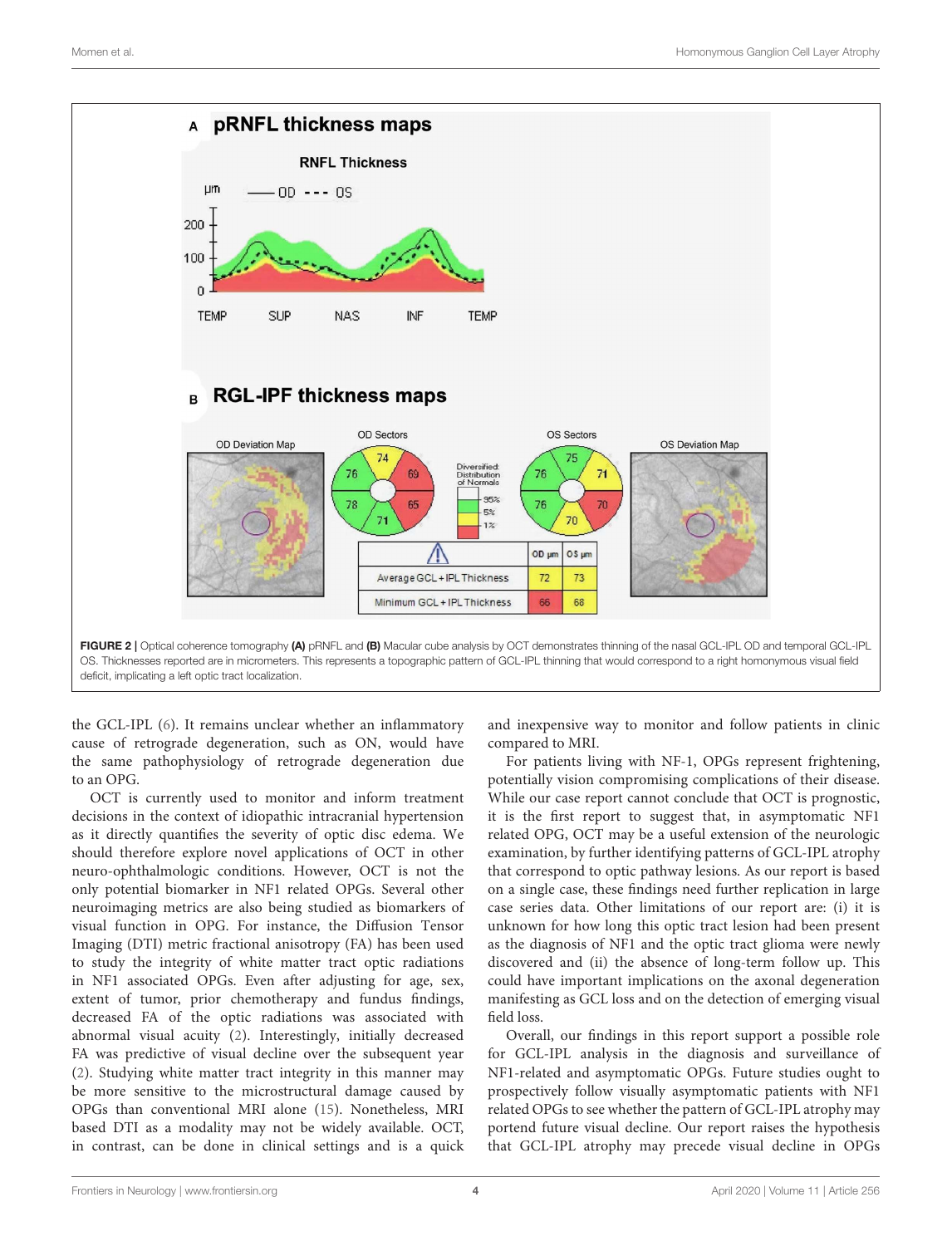**FIGURE 2** | Optical coherence tomography **(A)** pRNFL and **(B)** Macular cube analysis by OCT demonstrates thinning of the nasal GCL-IPL OD and temporal GCL-IPL OS. Thicknesses reported are in micrometers. This represents a topographic pattern of GCL-IPL thinning that would correspond to a right homonymous visual field deficit, implicating a left optic tract localization.

the GCL-IPL (6). It remains unclear whether an inflammatory cause of retrograde degeneration, such as ON, would have the same pathophysiology of retrograde degeneration due to an OPG.

OCT is currently used to monitor and inform treatment decisions in the context of idiopathic intracranial hypertension as it directly quantifies the severity of optic disc edema. We should therefore explore novel applications of OCT in other neuro-ophthalmologic conditions. However, OCT is not the only potential biomarker in NF1 related OPGs. Several other neuroimaging metrics are also being studied as biomarkers of visual function in OPG. For instance, the Diffusion Tensor Imaging (DTI) metric fractional anisotropy (FA) has been used to study the integrity of white matter tract optic radiations in NF1 associated OPGs. Even after adjusting for age, sex, extent of tumor, prior chemotherapy and fundus findings, decreased FA of the optic radiations was associated with abnormal visual acuity (2). Interestingly, initially decreased FA was predictive of visual decline over the subsequent year (2). Studying white matter tract integrity in this manner may be more sensitive to the microstructural damage caused by OPGs than conventional MRI alone (15). Nonetheless, MRI based DTI as a modality may not be widely available. OCT, in contrast, can be done in clinical settings and is a quick and inexpensive way to monitor and follow patients in clinic compared to MRI.

For patients living with NF-1, OPGs represent frightening, potentially vision compromising complications of their disease. While our case report cannot conclude that OCT is prognostic, it is the first report to suggest that, in asymptomatic NF1 related OPG, OCT may be a useful extension of the neurologic examination, by further identifying patterns of GCL-IPL atrophy that correspond to optic pathway lesions. As our report is based on a single case, these findings need further replication in large case series data. Other limitations of our report are: (i) it is unknown for how long this optic tract lesion had been present as the diagnosis of NF1 and the optic tract glioma were newly discovered and (ii) the absence of long-term follow up. This could have important implications on the axonal degeneration manifesting as GCL loss and on the detection of emerging visual field loss.

Overall, our findings in this report support a possible role for GCL-IPL analysis in the diagnosis and surveillance of NF1-related and asymptomatic OPGs. Future studies ought to prospectively follow visually asymptomatic patients with NF1 related OPGs to see whether the pattern of GCL-IPL atrophy may portend future visual decline. Our report raises the hypothesis that GCL-IPL atrophy may precede visual decline in OPGs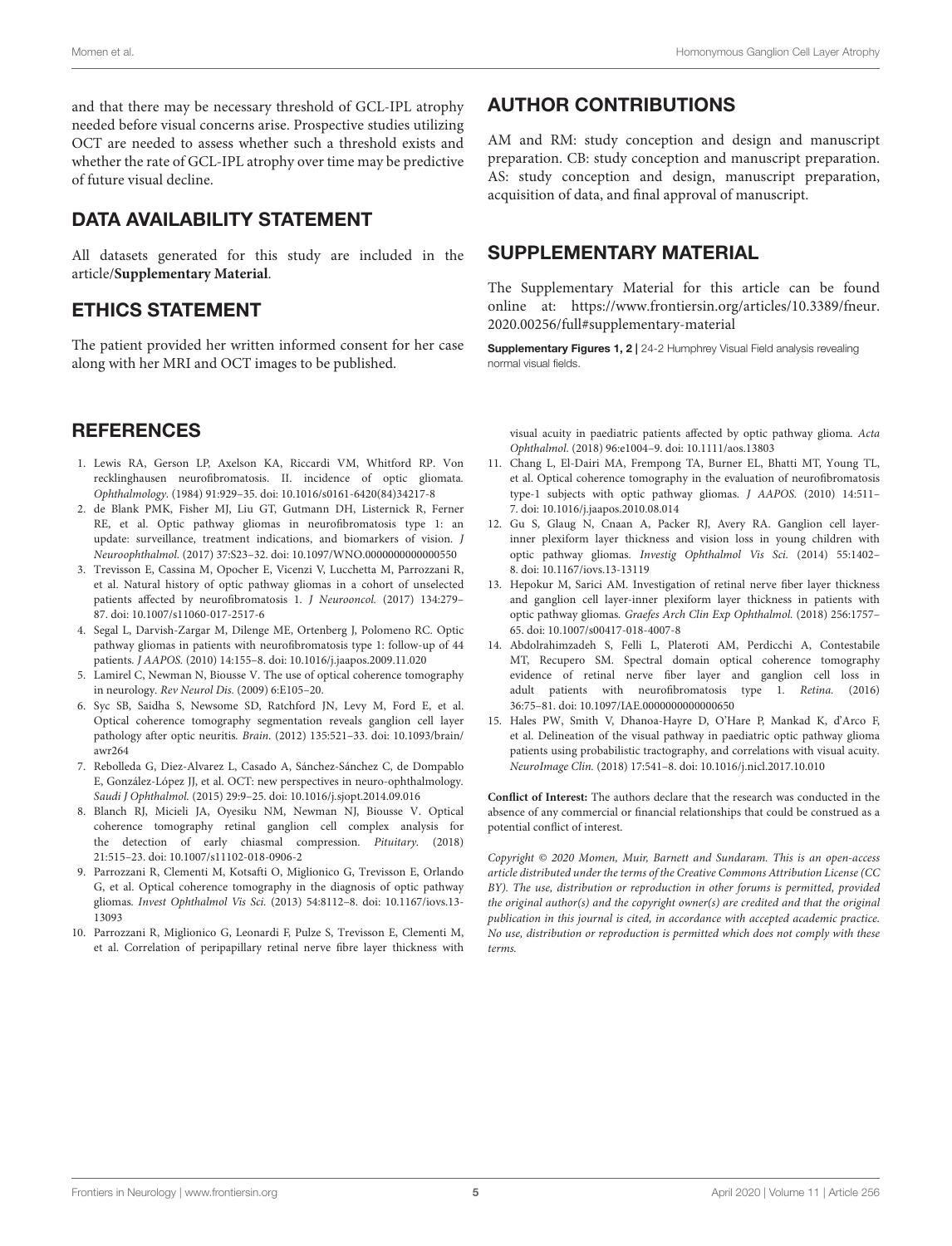and that there may be necessary threshold of GCL-IPL atrophy needed before visual concerns arise. Prospective studies utilizing OCT are needed to assess whether such a threshold exists and whether the rate of GCL-IPL atrophy over time may be predictive of future visual decline.

## DATA AVAILABILITY STATEMENT

All datasets generated for this study are included in the article/**Supplementary Material**.

## ETHICS STATEMENT

The patient provided her written informed consent for her case along with her MRI and OCT images to be published.

## AUTHOR CONTRIBUTIONS

AM and RM: study conception and design and manuscript preparation. CB: study conception and manuscript preparation. AS: study conception and design, manuscript preparation, acquisition of data, and final approval of manuscript.

## SUPPLEMENTARY MATERIAL

The Supplementary Material for this article can be found online at: https://www.frontiersin.org/articles/10.3389/fneur.2020.00256/full#supplementary-material

**Supplementary Figures 1, 2 |** 24-2 Humphrey Visual Field analysis revealing normal visual fields.

## REFERENCES

1. Lewis RA, Gerson LP, Axelson KA, Riccardi VM, Whitford RP. Von recklinghausen neurofibromatosis. II. incidence of optic gliomata. *Ophthalmology*. (1984) 91:929–35. doi: 10.1016/s0161-6420(84)34217-8
2. de Blank PMK, Fisher MJ, Liu GT, Gutmann DH, Listernick R, Ferner RE, et al. Optic pathway gliomas in neurofibromatosis type 1: an update: surveillance, treatment indications, and biomarkers of vision. *J Neuroophthalmol.* (2017) 37:S23–32. doi: 10.1097/WNO.0000000000000550
3. Trevisson E, Cassina M, Opocher E, Vicenzi V, Lucchetta M, Parrozzani R, et al. Natural history of optic pathway gliomas in a cohort of unselected patients affected by neurofibromatosis 1. *J Neurooncol.* (2017) 134:279–87. doi: 10.1007/s11060-017-2517-6
4. Segal L, Darvish-Zargar M, Dilenge ME, Ortenberg J, Polomeno RC. Optic pathway gliomas in patients with neurofibromatosis type 1: follow-up of 44 patients. *J AAPOS.* (2010) 14:155–8. doi: 10.1016/j.jaapos.2009.11.020
5. Lamirel C, Newman N, Biousse V. The use of optical coherence tomography in neurology. *Rev Neurol Dis*. (2009) 6:E105–20.
6. Syc SB, Saidha S, Newsome SD, Ratchford JN, Levy M, Ford E, et al. Optical coherence tomography segmentation reveals ganglion cell layer pathology after optic neuritis. *Brain.* (2012) 135:521–33. doi: 10.1093/brain/awr264
7. Rebolleda G, Diez-Alvarez L, Casado A, Sánchez-Sánchez C, de Dompablo E, González-López JJ, et al. OCT: new perspectives in neuro-ophthalmology. *Saudi J Ophthalmol.* (2015) 29:9–25. doi: 10.1016/j.sjopt.2014.09.016
8. Blanch RJ, Micieli JA, Oyesiku NM, Newman NJ, Biousse V. Optical coherence tomography retinal ganglion cell complex analysis for the detection of early chiasmal compression. *Pituitary.* (2018) 21:515–23. doi: 10.1007/s11102-018-0906-2
9. Parrozzani R, Clementi M, Kotsafti O, Miglionico G, Trevisson E, Orlando G, et al. Optical coherence tomography in the diagnosis of optic pathway gliomas. *Invest Ophthalmol Vis Sci.* (2013) 54:8112–8. doi: 10.1167/iovs.13-13093
10. Parrozzani R, Miglionico G, Leonardi F, Pulze S, Trevisson E, Clementi M, et al. Correlation of peripapillary retinal nerve fibre layer thickness with visual acuity in paediatric patients affected by optic pathway glioma. *Acta Ophthalmol.* (2018) 96:e1004–9. doi: 10.1111/aos.13803
11. Chang L, El-Dairi MA, Frempong TA, Burner EL, Bhatti MT, Young TL, et al. Optical coherence tomography in the evaluation of neurofibromatosis type-1 subjects with optic pathway gliomas. *J AAPOS.* (2010) 14:511–7. doi: 10.1016/j.jaapos.2010.08.014
12. Gu S, Glaug N, Cnaan A, Packer RJ, Avery RA. Ganglion cell layer-inner plexiform layer thickness and vision loss in young children with optic pathway gliomas. *Investig Ophthalmol Vis Sci.* (2014) 55:1402–8. doi: 10.1167/iovs.13-13119
13. Hepokur M, Sarici AM. Investigation of retinal nerve fiber layer thickness and ganglion cell layer-inner plexiform layer thickness in patients with optic pathway gliomas. *Graefes Arch Clin Exp Ophthalmol.* (2018) 256:1757–65. doi: 10.1007/s00417-018-4007-8
14. Abdolrahimzadeh S, Felli L, Plateroti AM, Perdicchi A, Contestabile MT, Recupero SM. Spectral domain optical coherence tomography evidence of retinal nerve fiber layer and ganglion cell loss in adult patients with neurofibromatosis type 1. *Retina.* (2016) 36:75–81. doi: 10.1097/IAE.0000000000000650
15. Hales PW, Smith V, Dhanoa-Hayre D, O'Hare P, Mankad K, d'Arco F, et al. Delineation of the visual pathway in paediatric optic pathway glioma patients using probabilistic tractography, and correlations with visual acuity. *NeuroImage Clin.* (2018) 17:541–8. doi: 10.1016/j.nicl.2017.10.010

**Conflict of Interest:** The authors declare that the research was conducted in the absence of any commercial or financial relationships that could be construed as a potential conflict of interest.

*Copyright © 2020 Momen, Muir, Barnett and Sundaram. This is an open-access article distributed under the terms of the Creative Commons Attribution License (CC BY). The use, distribution or reproduction in other forums is permitted, provided the original author(s) and the copyright owner(s) are credited and that the original publication in this journal is cited, in accordance with accepted academic practice. No use, distribution or reproduction is permitted which does not comply with these terms.*